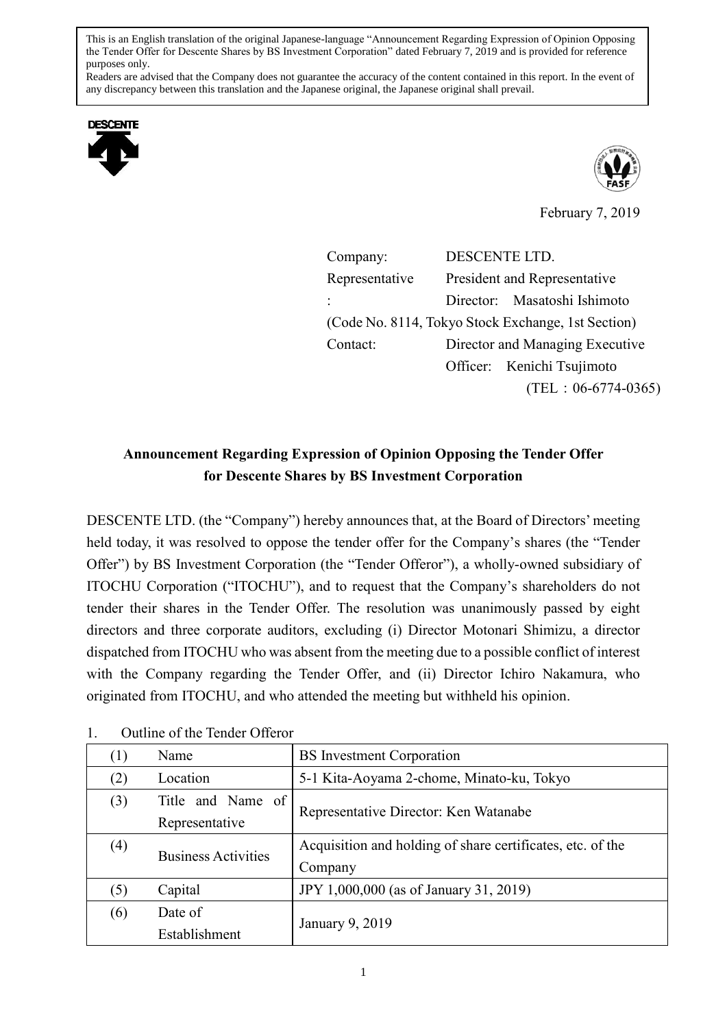This is an English translation of the original Japanese-language "Announcement Regarding Expression of Opinion Opposing the Tender Offer for Descente Shares by BS Investment Corporation" dated February 7, 2019 and is provided for reference purposes only.
Readers are advised that the Company does not guarantee the accuracy of the content contained in this report. In the event of any discrepancy between this translation and the Japanese original, the Japanese original shall prevail.

February 7, 2019

Company: DESCENTE LTD.
Representative: President and Representative Director: Masatoshi Ishimoto
(Code No. 8114, Tokyo Stock Exchange, 1st Section)
Contact: Director and Managing Executive Officer: Kenichi Tsujimoto
(TEL：06-6774-0365)

# Announcement Regarding Expression of Opinion Opposing the Tender Offer for Descente Shares by BS Investment Corporation

DESCENTE LTD. (the "Company") hereby announces that, at the Board of Directors' meeting held today, it was resolved to oppose the tender offer for the Company's shares (the "Tender Offer") by BS Investment Corporation (the "Tender Offeror"), a wholly-owned subsidiary of ITOCHU Corporation ("ITOCHU"), and to request that the Company's shareholders do not tender their shares in the Tender Offer. The resolution was unanimously passed by eight directors and three corporate auditors, excluding (i) Director Motonari Shimizu, a director dispatched from ITOCHU who was absent from the meeting due to a possible conflict of interest with the Company regarding the Tender Offer, and (ii) Director Ichiro Nakamura, who originated from ITOCHU, and who attended the meeting but withheld his opinion.

1. Outline of the Tender Offeror

| (1) | Name | BS Investment Corporation |
|---|---|---|
| (2) | Location | 5-1 Kita-Aoyama 2-chome, Minato-ku, Tokyo |
| (3) | Title and Name of Representative | Representative Director: Ken Watanabe |
| (4) | Business Activities | Acquisition and holding of share certificates, etc. of the Company |
| (5) | Capital | JPY 1,000,000 (as of January 31, 2019) |
| (6) | Date of Establishment | January 9, 2019 |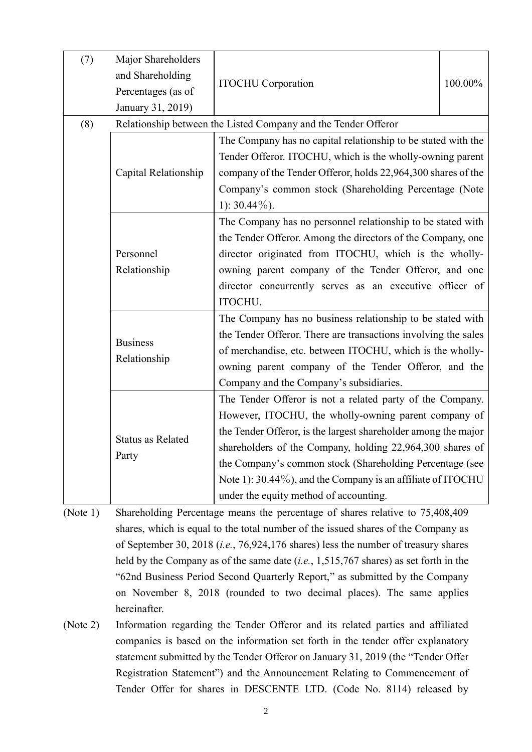| (7) | Major Shareholders and Shareholding Percentages (as of January 31, 2019) | ITOCHU Corporation | 100.00% |
|---|---|---|---|
| (8) | Relationship between the Listed Company and the Tender Offeror | | |
| | Capital Relationship | The Company has no capital relationship to be stated with the Tender Offeror. ITOCHU, which is the wholly-owning parent company of the Tender Offeror, holds 22,964,300 shares of the Company's common stock (Shareholding Percentage (Note 1): 30.44%). | |
| | Personnel Relationship | The Company has no personnel relationship to be stated with the Tender Offeror. Among the directors of the Company, one director originated from ITOCHU, which is the wholly-owning parent company of the Tender Offeror, and one director concurrently serves as an executive officer of ITOCHU. | |
| | Business Relationship | The Company has no business relationship to be stated with the Tender Offeror. There are transactions involving the sales of merchandise, etc. between ITOCHU, which is the wholly-owning parent company of the Tender Offeror, and the Company and the Company's subsidiaries. | |
| | Status as Related Party | The Tender Offeror is not a related party of the Company. However, ITOCHU, the wholly-owning parent company of the Tender Offeror, is the largest shareholder among the major shareholders of the Company, holding 22,964,300 shares of the Company's common stock (Shareholding Percentage (see Note 1): 30.44%), and the Company is an affiliate of ITOCHU under the equity method of accounting. | |

(Note 1) Shareholding Percentage means the percentage of shares relative to 75,408,409 shares, which is equal to the total number of the issued shares of the Company as of September 30, 2018 (*i.e.*, 76,924,176 shares) less the number of treasury shares held by the Company as of the same date (*i.e.*, 1,515,767 shares) as set forth in the "62nd Business Period Second Quarterly Report," as submitted by the Company on November 8, 2018 (rounded to two decimal places). The same applies hereinafter.

(Note 2) Information regarding the Tender Offeror and its related parties and affiliated companies is based on the information set forth in the tender offer explanatory statement submitted by the Tender Offeror on January 31, 2019 (the "Tender Offer Registration Statement") and the Announcement Relating to Commencement of Tender Offer for shares in DESCENTE LTD. (Code No. 8114) released by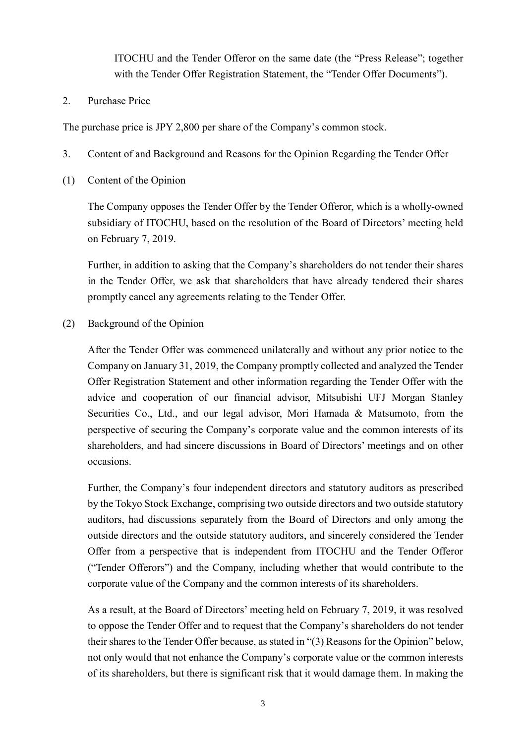ITOCHU and the Tender Offeror on the same date (the "Press Release"; together with the Tender Offer Registration Statement, the "Tender Offer Documents").

## 2. Purchase Price

The purchase price is JPY 2,800 per share of the Company's common stock.

## 3. Content of and Background and Reasons for the Opinion Regarding the Tender Offer

### (1) Content of the Opinion

The Company opposes the Tender Offer by the Tender Offeror, which is a wholly-owned subsidiary of ITOCHU, based on the resolution of the Board of Directors' meeting held on February 7, 2019.

Further, in addition to asking that the Company's shareholders do not tender their shares in the Tender Offer, we ask that shareholders that have already tendered their shares promptly cancel any agreements relating to the Tender Offer.

### (2) Background of the Opinion

After the Tender Offer was commenced unilaterally and without any prior notice to the Company on January 31, 2019, the Company promptly collected and analyzed the Tender Offer Registration Statement and other information regarding the Tender Offer with the advice and cooperation of our financial advisor, Mitsubishi UFJ Morgan Stanley Securities Co., Ltd., and our legal advisor, Mori Hamada & Matsumoto, from the perspective of securing the Company's corporate value and the common interests of its shareholders, and had sincere discussions in Board of Directors' meetings and on other occasions.

Further, the Company's four independent directors and statutory auditors as prescribed by the Tokyo Stock Exchange, comprising two outside directors and two outside statutory auditors, had discussions separately from the Board of Directors and only among the outside directors and the outside statutory auditors, and sincerely considered the Tender Offer from a perspective that is independent from ITOCHU and the Tender Offeror ("Tender Offerors") and the Company, including whether that would contribute to the corporate value of the Company and the common interests of its shareholders.

As a result, at the Board of Directors' meeting held on February 7, 2019, it was resolved to oppose the Tender Offer and to request that the Company's shareholders do not tender their shares to the Tender Offer because, as stated in "(3) Reasons for the Opinion" below, not only would that not enhance the Company's corporate value or the common interests of its shareholders, but there is significant risk that it would damage them. In making the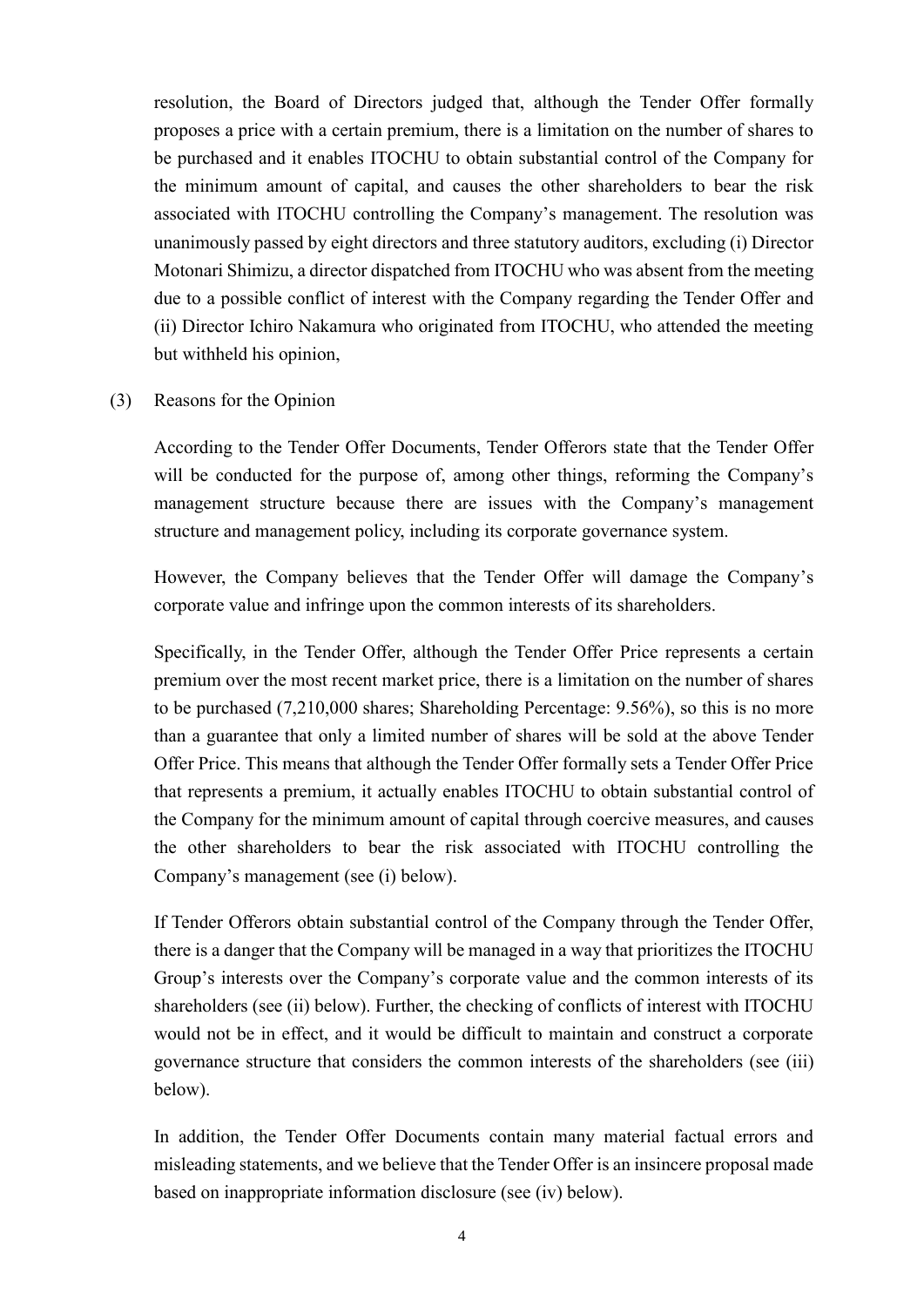resolution, the Board of Directors judged that, although the Tender Offer formally proposes a price with a certain premium, there is a limitation on the number of shares to be purchased and it enables ITOCHU to obtain substantial control of the Company for the minimum amount of capital, and causes the other shareholders to bear the risk associated with ITOCHU controlling the Company's management. The resolution was unanimously passed by eight directors and three statutory auditors, excluding (i) Director Motonari Shimizu, a director dispatched from ITOCHU who was absent from the meeting due to a possible conflict of interest with the Company regarding the Tender Offer and (ii) Director Ichiro Nakamura who originated from ITOCHU, who attended the meeting but withheld his opinion,

(3) Reasons for the Opinion

According to the Tender Offer Documents, Tender Offerors state that the Tender Offer will be conducted for the purpose of, among other things, reforming the Company's management structure because there are issues with the Company's management structure and management policy, including its corporate governance system.

However, the Company believes that the Tender Offer will damage the Company's corporate value and infringe upon the common interests of its shareholders.

Specifically, in the Tender Offer, although the Tender Offer Price represents a certain premium over the most recent market price, there is a limitation on the number of shares to be purchased (7,210,000 shares; Shareholding Percentage: 9.56%), so this is no more than a guarantee that only a limited number of shares will be sold at the above Tender Offer Price. This means that although the Tender Offer formally sets a Tender Offer Price that represents a premium, it actually enables ITOCHU to obtain substantial control of the Company for the minimum amount of capital through coercive measures, and causes the other shareholders to bear the risk associated with ITOCHU controlling the Company's management (see (i) below).

If Tender Offerors obtain substantial control of the Company through the Tender Offer, there is a danger that the Company will be managed in a way that prioritizes the ITOCHU Group's interests over the Company's corporate value and the common interests of its shareholders (see (ii) below). Further, the checking of conflicts of interest with ITOCHU would not be in effect, and it would be difficult to maintain and construct a corporate governance structure that considers the common interests of the shareholders (see (iii) below).

In addition, the Tender Offer Documents contain many material factual errors and misleading statements, and we believe that the Tender Offer is an insincere proposal made based on inappropriate information disclosure (see (iv) below).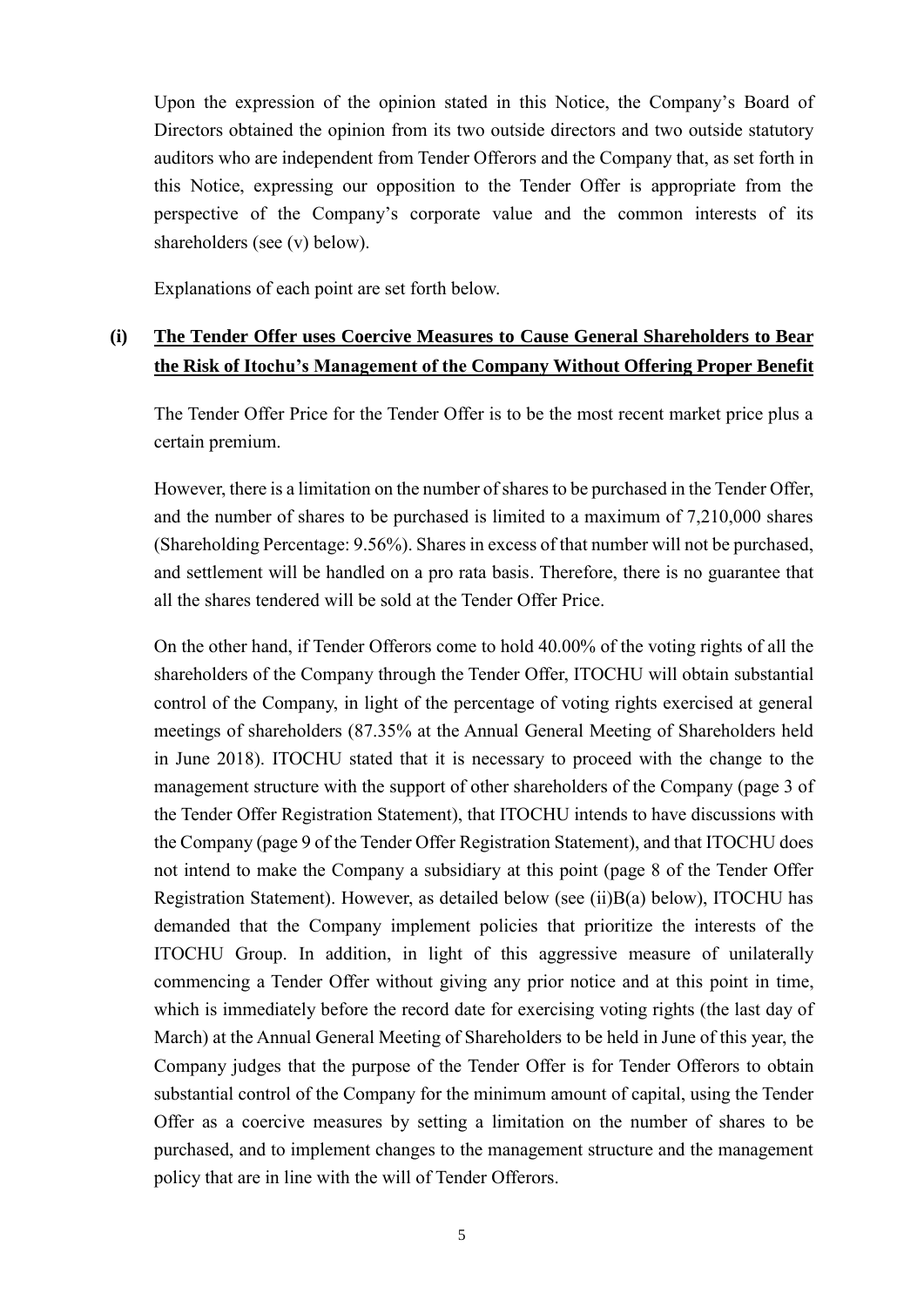Upon the expression of the opinion stated in this Notice, the Company's Board of Directors obtained the opinion from its two outside directors and two outside statutory auditors who are independent from Tender Offerors and the Company that, as set forth in this Notice, expressing our opposition to the Tender Offer is appropriate from the perspective of the Company's corporate value and the common interests of its shareholders (see (v) below).

Explanations of each point are set forth below.

**(i) The Tender Offer uses Coercive Measures to Cause General Shareholders to Bear the Risk of Itochu's Management of the Company Without Offering Proper Benefit**

The Tender Offer Price for the Tender Offer is to be the most recent market price plus a certain premium.

However, there is a limitation on the number of shares to be purchased in the Tender Offer, and the number of shares to be purchased is limited to a maximum of 7,210,000 shares (Shareholding Percentage: 9.56%). Shares in excess of that number will not be purchased, and settlement will be handled on a pro rata basis. Therefore, there is no guarantee that all the shares tendered will be sold at the Tender Offer Price.

On the other hand, if Tender Offerors come to hold 40.00% of the voting rights of all the shareholders of the Company through the Tender Offer, ITOCHU will obtain substantial control of the Company, in light of the percentage of voting rights exercised at general meetings of shareholders (87.35% at the Annual General Meeting of Shareholders held in June 2018). ITOCHU stated that it is necessary to proceed with the change to the management structure with the support of other shareholders of the Company (page 3 of the Tender Offer Registration Statement), that ITOCHU intends to have discussions with the Company (page 9 of the Tender Offer Registration Statement), and that ITOCHU does not intend to make the Company a subsidiary at this point (page 8 of the Tender Offer Registration Statement). However, as detailed below (see (ii)B(a) below), ITOCHU has demanded that the Company implement policies that prioritize the interests of the ITOCHU Group. In addition, in light of this aggressive measure of unilaterally commencing a Tender Offer without giving any prior notice and at this point in time, which is immediately before the record date for exercising voting rights (the last day of March) at the Annual General Meeting of Shareholders to be held in June of this year, the Company judges that the purpose of the Tender Offer is for Tender Offerors to obtain substantial control of the Company for the minimum amount of capital, using the Tender Offer as a coercive measures by setting a limitation on the number of shares to be purchased, and to implement changes to the management structure and the management policy that are in line with the will of Tender Offerors.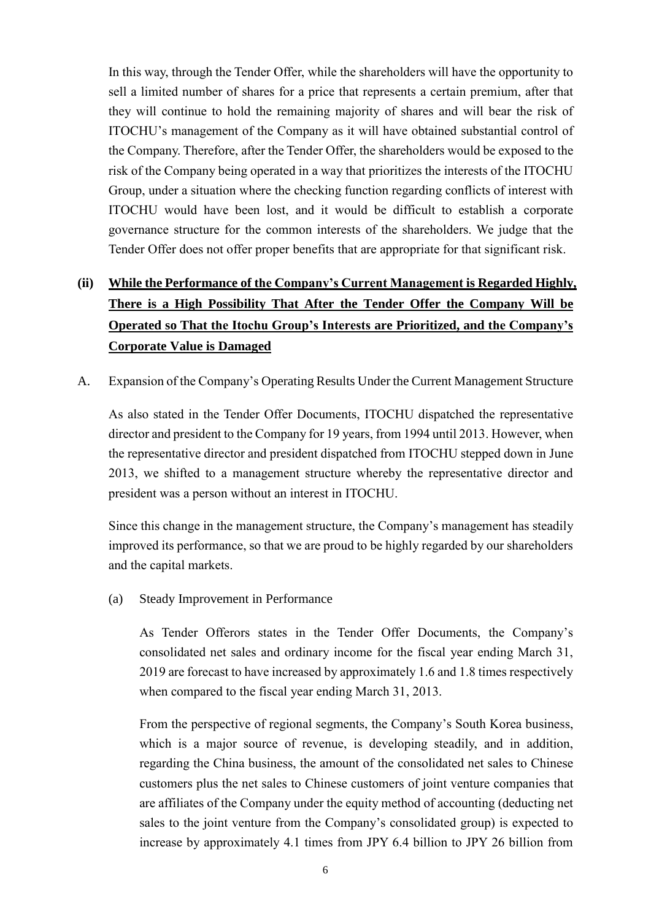In this way, through the Tender Offer, while the shareholders will have the opportunity to sell a limited number of shares for a price that represents a certain premium, after that they will continue to hold the remaining majority of shares and will bear the risk of ITOCHU's management of the Company as it will have obtained substantial control of the Company. Therefore, after the Tender Offer, the shareholders would be exposed to the risk of the Company being operated in a way that prioritizes the interests of the ITOCHU Group, under a situation where the checking function regarding conflicts of interest with ITOCHU would have been lost, and it would be difficult to establish a corporate governance structure for the common interests of the shareholders. We judge that the Tender Offer does not offer proper benefits that are appropriate for that significant risk.

**(ii) While the Performance of the Company's Current Management is Regarded Highly, There is a High Possibility That After the Tender Offer the Company Will be Operated so That the Itochu Group's Interests are Prioritized, and the Company's Corporate Value is Damaged**

A. Expansion of the Company's Operating Results Under the Current Management Structure

As also stated in the Tender Offer Documents, ITOCHU dispatched the representative director and president to the Company for 19 years, from 1994 until 2013. However, when the representative director and president dispatched from ITOCHU stepped down in June 2013, we shifted to a management structure whereby the representative director and president was a person without an interest in ITOCHU.

Since this change in the management structure, the Company's management has steadily improved its performance, so that we are proud to be highly regarded by our shareholders and the capital markets.

(a) Steady Improvement in Performance

As Tender Offerors states in the Tender Offer Documents, the Company's consolidated net sales and ordinary income for the fiscal year ending March 31, 2019 are forecast to have increased by approximately 1.6 and 1.8 times respectively when compared to the fiscal year ending March 31, 2013.

From the perspective of regional segments, the Company's South Korea business, which is a major source of revenue, is developing steadily, and in addition, regarding the China business, the amount of the consolidated net sales to Chinese customers plus the net sales to Chinese customers of joint venture companies that are affiliates of the Company under the equity method of accounting (deducting net sales to the joint venture from the Company's consolidated group) is expected to increase by approximately 4.1 times from JPY 6.4 billion to JPY 26 billion from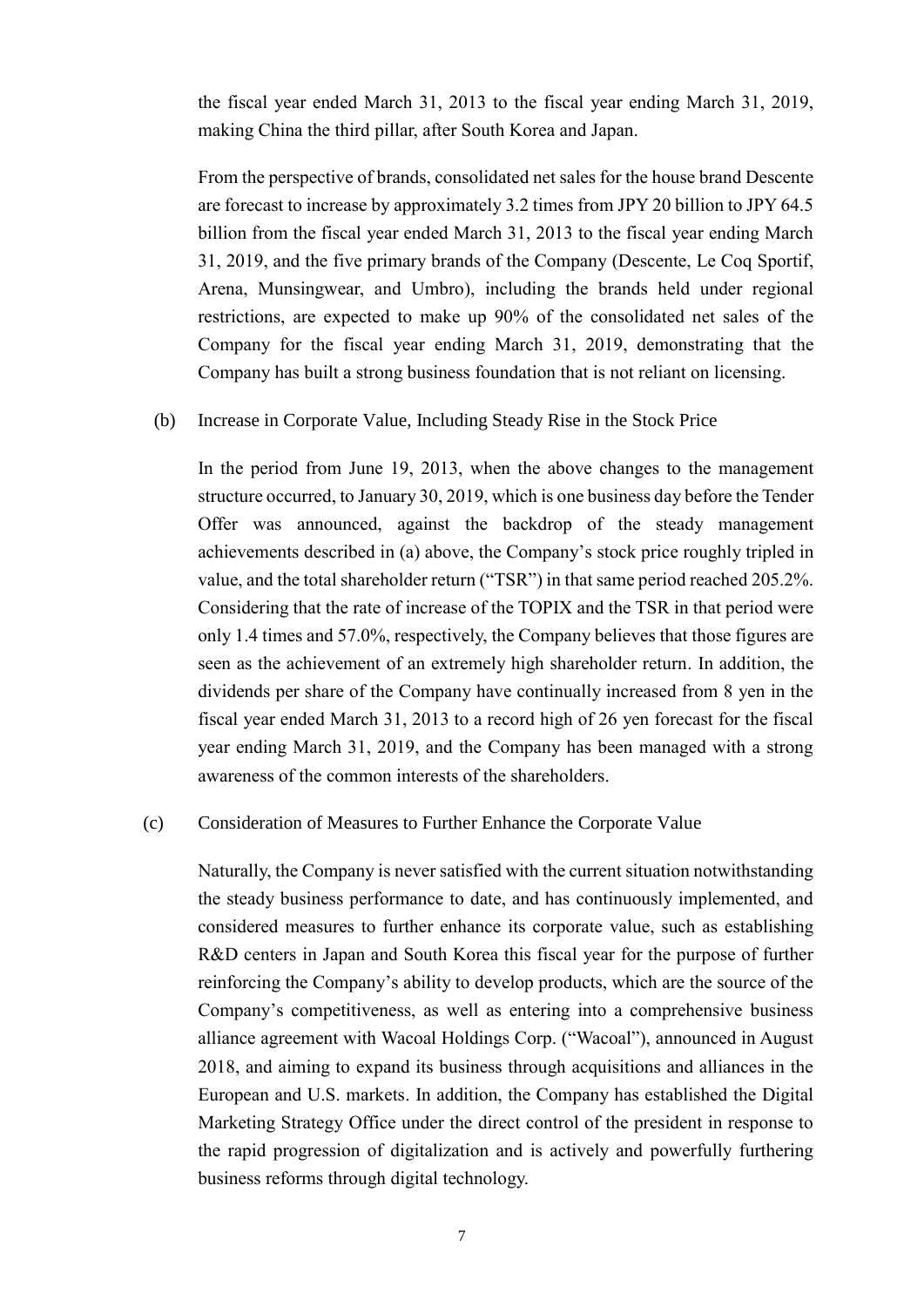the fiscal year ended March 31, 2013 to the fiscal year ending March 31, 2019, making China the third pillar, after South Korea and Japan.

From the perspective of brands, consolidated net sales for the house brand Descente are forecast to increase by approximately 3.2 times from JPY 20 billion to JPY 64.5 billion from the fiscal year ended March 31, 2013 to the fiscal year ending March 31, 2019, and the five primary brands of the Company (Descente, Le Coq Sportif, Arena, Munsingwear, and Umbro), including the brands held under regional restrictions, are expected to make up 90% of the consolidated net sales of the Company for the fiscal year ending March 31, 2019, demonstrating that the Company has built a strong business foundation that is not reliant on licensing.

(b) Increase in Corporate Value, Including Steady Rise in the Stock Price

In the period from June 19, 2013, when the above changes to the management structure occurred, to January 30, 2019, which is one business day before the Tender Offer was announced, against the backdrop of the steady management achievements described in (a) above, the Company's stock price roughly tripled in value, and the total shareholder return ("TSR") in that same period reached 205.2%. Considering that the rate of increase of the TOPIX and the TSR in that period were only 1.4 times and 57.0%, respectively, the Company believes that those figures are seen as the achievement of an extremely high shareholder return. In addition, the dividends per share of the Company have continually increased from 8 yen in the fiscal year ended March 31, 2013 to a record high of 26 yen forecast for the fiscal year ending March 31, 2019, and the Company has been managed with a strong awareness of the common interests of the shareholders.

(c) Consideration of Measures to Further Enhance the Corporate Value

Naturally, the Company is never satisfied with the current situation notwithstanding the steady business performance to date, and has continuously implemented, and considered measures to further enhance its corporate value, such as establishing R&D centers in Japan and South Korea this fiscal year for the purpose of further reinforcing the Company's ability to develop products, which are the source of the Company's competitiveness, as well as entering into a comprehensive business alliance agreement with Wacoal Holdings Corp. ("Wacoal"), announced in August 2018, and aiming to expand its business through acquisitions and alliances in the European and U.S. markets. In addition, the Company has established the Digital Marketing Strategy Office under the direct control of the president in response to the rapid progression of digitalization and is actively and powerfully furthering business reforms through digital technology.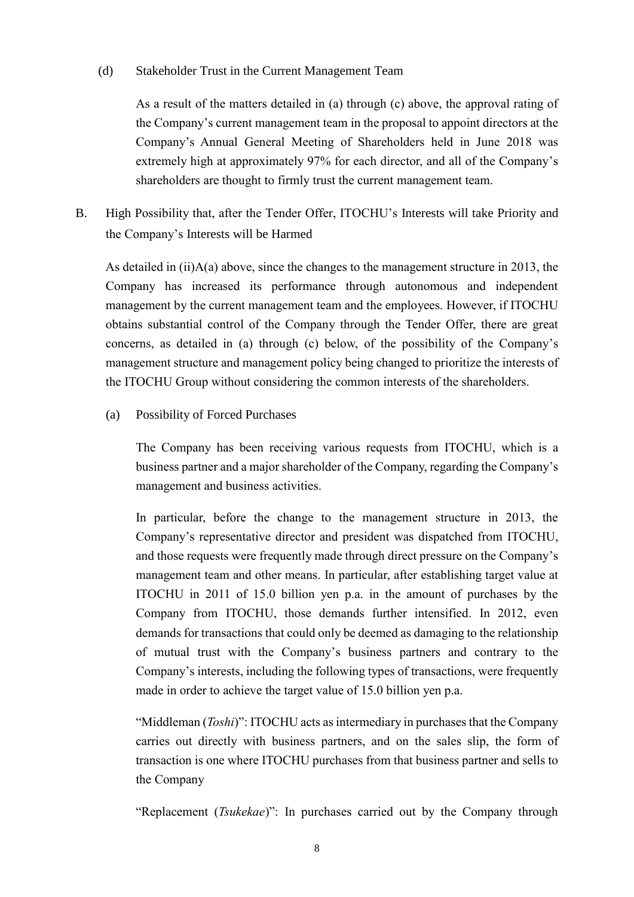(d) Stakeholder Trust in the Current Management Team

As a result of the matters detailed in (a) through (c) above, the approval rating of the Company's current management team in the proposal to appoint directors at the Company's Annual General Meeting of Shareholders held in June 2018 was extremely high at approximately 97% for each director, and all of the Company's shareholders are thought to firmly trust the current management team.

B. High Possibility that, after the Tender Offer, ITOCHU's Interests will take Priority and the Company's Interests will be Harmed

As detailed in (ii)A(a) above, since the changes to the management structure in 2013, the Company has increased its performance through autonomous and independent management by the current management team and the employees. However, if ITOCHU obtains substantial control of the Company through the Tender Offer, there are great concerns, as detailed in (a) through (c) below, of the possibility of the Company's management structure and management policy being changed to prioritize the interests of the ITOCHU Group without considering the common interests of the shareholders.

(a) Possibility of Forced Purchases

The Company has been receiving various requests from ITOCHU, which is a business partner and a major shareholder of the Company, regarding the Company's management and business activities.

In particular, before the change to the management structure in 2013, the Company's representative director and president was dispatched from ITOCHU, and those requests were frequently made through direct pressure on the Company's management team and other means. In particular, after establishing target value at ITOCHU in 2011 of 15.0 billion yen p.a. in the amount of purchases by the Company from ITOCHU, those demands further intensified. In 2012, even demands for transactions that could only be deemed as damaging to the relationship of mutual trust with the Company's business partners and contrary to the Company's interests, including the following types of transactions, were frequently made in order to achieve the target value of 15.0 billion yen p.a.

"Middleman (*Toshi*)": ITOCHU acts as intermediary in purchases that the Company carries out directly with business partners, and on the sales slip, the form of transaction is one where ITOCHU purchases from that business partner and sells to the Company

"Replacement (*Tsukekae*)": In purchases carried out by the Company through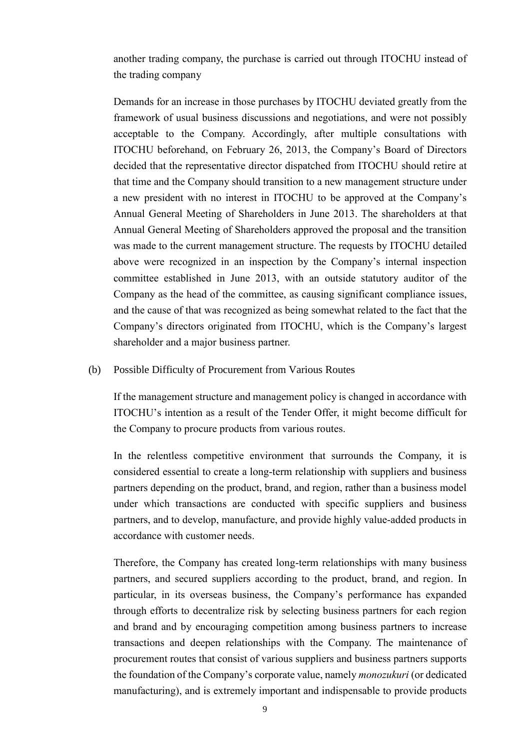another trading company, the purchase is carried out through ITOCHU instead of the trading company

Demands for an increase in those purchases by ITOCHU deviated greatly from the framework of usual business discussions and negotiations, and were not possibly acceptable to the Company. Accordingly, after multiple consultations with ITOCHU beforehand, on February 26, 2013, the Company's Board of Directors decided that the representative director dispatched from ITOCHU should retire at that time and the Company should transition to a new management structure under a new president with no interest in ITOCHU to be approved at the Company's Annual General Meeting of Shareholders in June 2013. The shareholders at that Annual General Meeting of Shareholders approved the proposal and the transition was made to the current management structure. The requests by ITOCHU detailed above were recognized in an inspection by the Company's internal inspection committee established in June 2013, with an outside statutory auditor of the Company as the head of the committee, as causing significant compliance issues, and the cause of that was recognized as being somewhat related to the fact that the Company's directors originated from ITOCHU, which is the Company's largest shareholder and a major business partner.

(b) Possible Difficulty of Procurement from Various Routes

If the management structure and management policy is changed in accordance with ITOCHU's intention as a result of the Tender Offer, it might become difficult for the Company to procure products from various routes.

In the relentless competitive environment that surrounds the Company, it is considered essential to create a long-term relationship with suppliers and business partners depending on the product, brand, and region, rather than a business model under which transactions are conducted with specific suppliers and business partners, and to develop, manufacture, and provide highly value-added products in accordance with customer needs.

Therefore, the Company has created long-term relationships with many business partners, and secured suppliers according to the product, brand, and region. In particular, in its overseas business, the Company's performance has expanded through efforts to decentralize risk by selecting business partners for each region and brand and by encouraging competition among business partners to increase transactions and deepen relationships with the Company. The maintenance of procurement routes that consist of various suppliers and business partners supports the foundation of the Company's corporate value, namely *monozukuri* (or dedicated manufacturing), and is extremely important and indispensable to provide products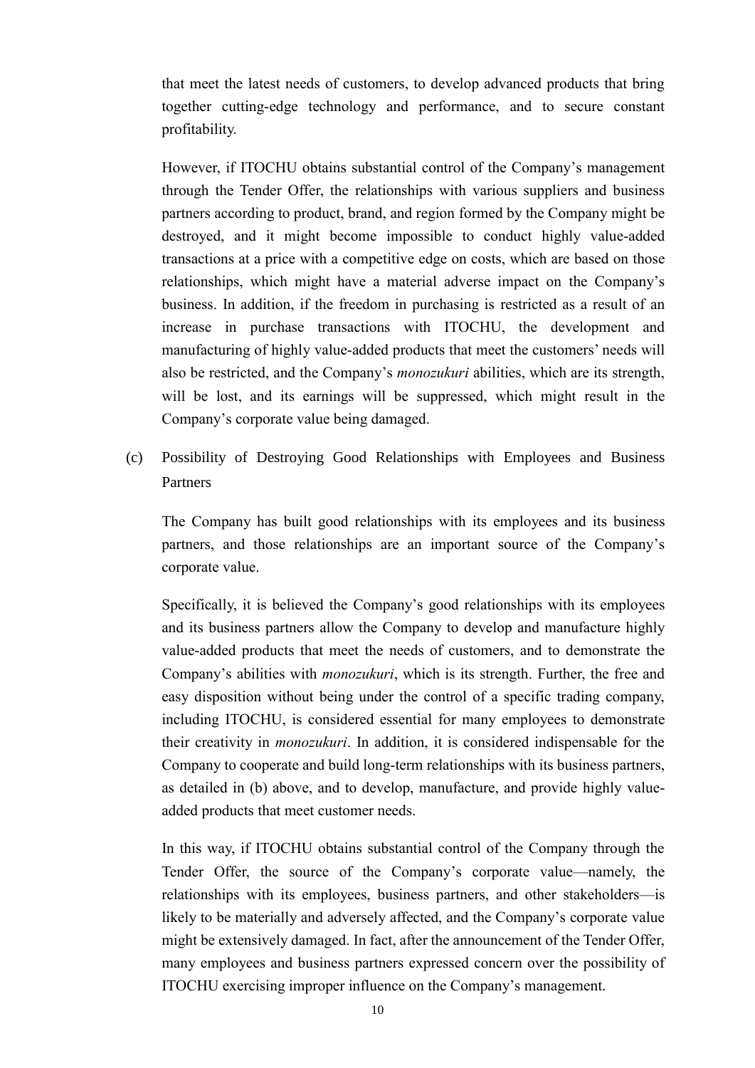that meet the latest needs of customers, to develop advanced products that bring together cutting-edge technology and performance, and to secure constant profitability.

However, if ITOCHU obtains substantial control of the Company's management through the Tender Offer, the relationships with various suppliers and business partners according to product, brand, and region formed by the Company might be destroyed, and it might become impossible to conduct highly value-added transactions at a price with a competitive edge on costs, which are based on those relationships, which might have a material adverse impact on the Company's business. In addition, if the freedom in purchasing is restricted as a result of an increase in purchase transactions with ITOCHU, the development and manufacturing of highly value-added products that meet the customers' needs will also be restricted, and the Company's *monozukuri* abilities, which are its strength, will be lost, and its earnings will be suppressed, which might result in the Company's corporate value being damaged.

(c) Possibility of Destroying Good Relationships with Employees and Business Partners

The Company has built good relationships with its employees and its business partners, and those relationships are an important source of the Company's corporate value.

Specifically, it is believed the Company's good relationships with its employees and its business partners allow the Company to develop and manufacture highly value-added products that meet the needs of customers, and to demonstrate the Company's abilities with *monozukuri*, which is its strength. Further, the free and easy disposition without being under the control of a specific trading company, including ITOCHU, is considered essential for many employees to demonstrate their creativity in *monozukuri*. In addition, it is considered indispensable for the Company to cooperate and build long-term relationships with its business partners, as detailed in (b) above, and to develop, manufacture, and provide highly value-added products that meet customer needs.

In this way, if ITOCHU obtains substantial control of the Company through the Tender Offer, the source of the Company's corporate value—namely, the relationships with its employees, business partners, and other stakeholders—is likely to be materially and adversely affected, and the Company's corporate value might be extensively damaged. In fact, after the announcement of the Tender Offer, many employees and business partners expressed concern over the possibility of ITOCHU exercising improper influence on the Company's management.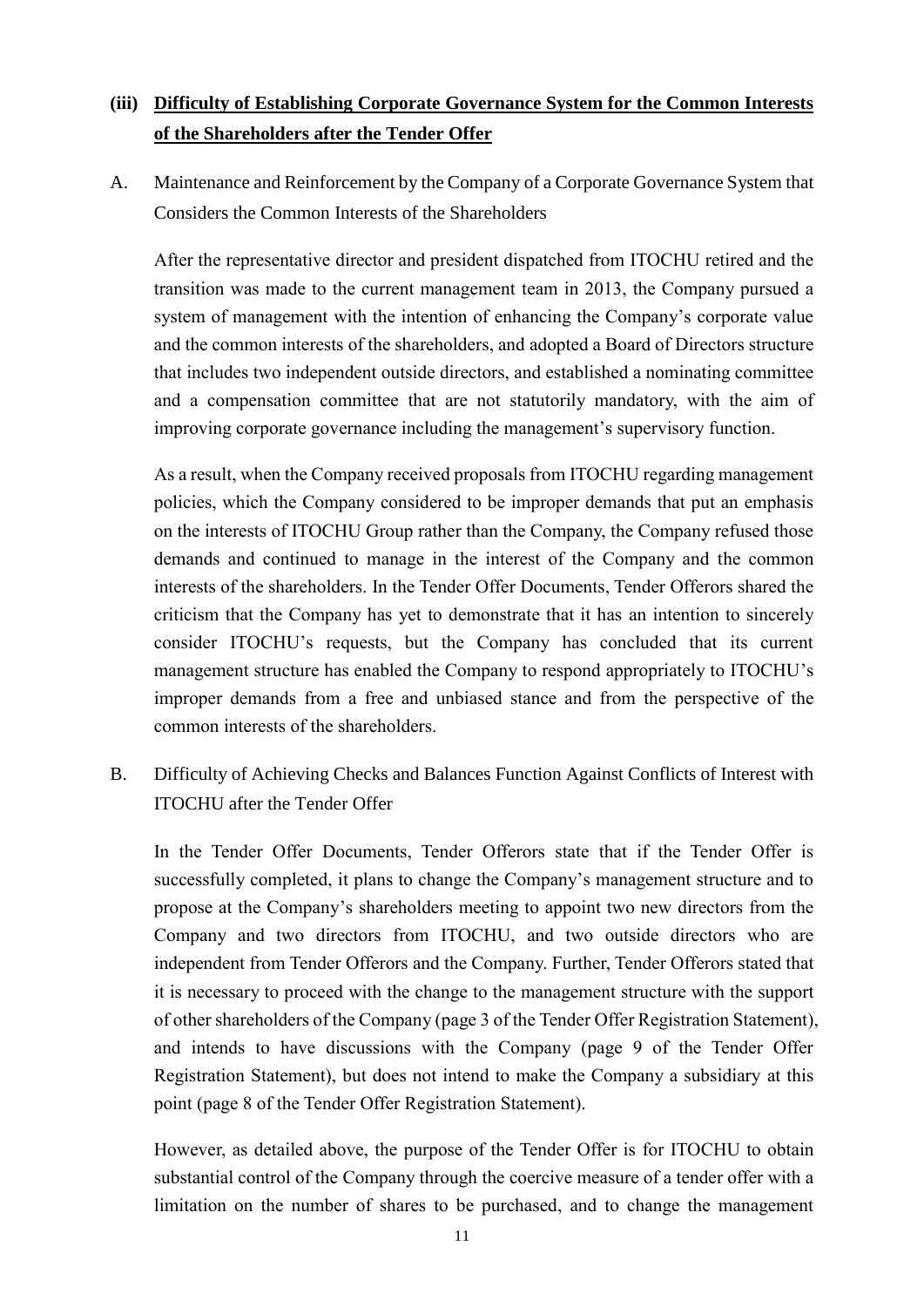### (iii) **Difficulty of Establishing Corporate Governance System for the Common Interests of the Shareholders after the Tender Offer**

A. Maintenance and Reinforcement by the Company of a Corporate Governance System that Considers the Common Interests of the Shareholders

After the representative director and president dispatched from ITOCHU retired and the transition was made to the current management team in 2013, the Company pursued a system of management with the intention of enhancing the Company's corporate value and the common interests of the shareholders, and adopted a Board of Directors structure that includes two independent outside directors, and established a nominating committee and a compensation committee that are not statutorily mandatory, with the aim of improving corporate governance including the management's supervisory function.

As a result, when the Company received proposals from ITOCHU regarding management policies, which the Company considered to be improper demands that put an emphasis on the interests of ITOCHU Group rather than the Company, the Company refused those demands and continued to manage in the interest of the Company and the common interests of the shareholders. In the Tender Offer Documents, Tender Offerors shared the criticism that the Company has yet to demonstrate that it has an intention to sincerely consider ITOCHU's requests, but the Company has concluded that its current management structure has enabled the Company to respond appropriately to ITOCHU's improper demands from a free and unbiased stance and from the perspective of the common interests of the shareholders.

B. Difficulty of Achieving Checks and Balances Function Against Conflicts of Interest with ITOCHU after the Tender Offer

In the Tender Offer Documents, Tender Offerors state that if the Tender Offer is successfully completed, it plans to change the Company's management structure and to propose at the Company's shareholders meeting to appoint two new directors from the Company and two directors from ITOCHU, and two outside directors who are independent from Tender Offerors and the Company. Further, Tender Offerors stated that it is necessary to proceed with the change to the management structure with the support of other shareholders of the Company (page 3 of the Tender Offer Registration Statement), and intends to have discussions with the Company (page 9 of the Tender Offer Registration Statement), but does not intend to make the Company a subsidiary at this point (page 8 of the Tender Offer Registration Statement).

However, as detailed above, the purpose of the Tender Offer is for ITOCHU to obtain substantial control of the Company through the coercive measure of a tender offer with a limitation on the number of shares to be purchased, and to change the management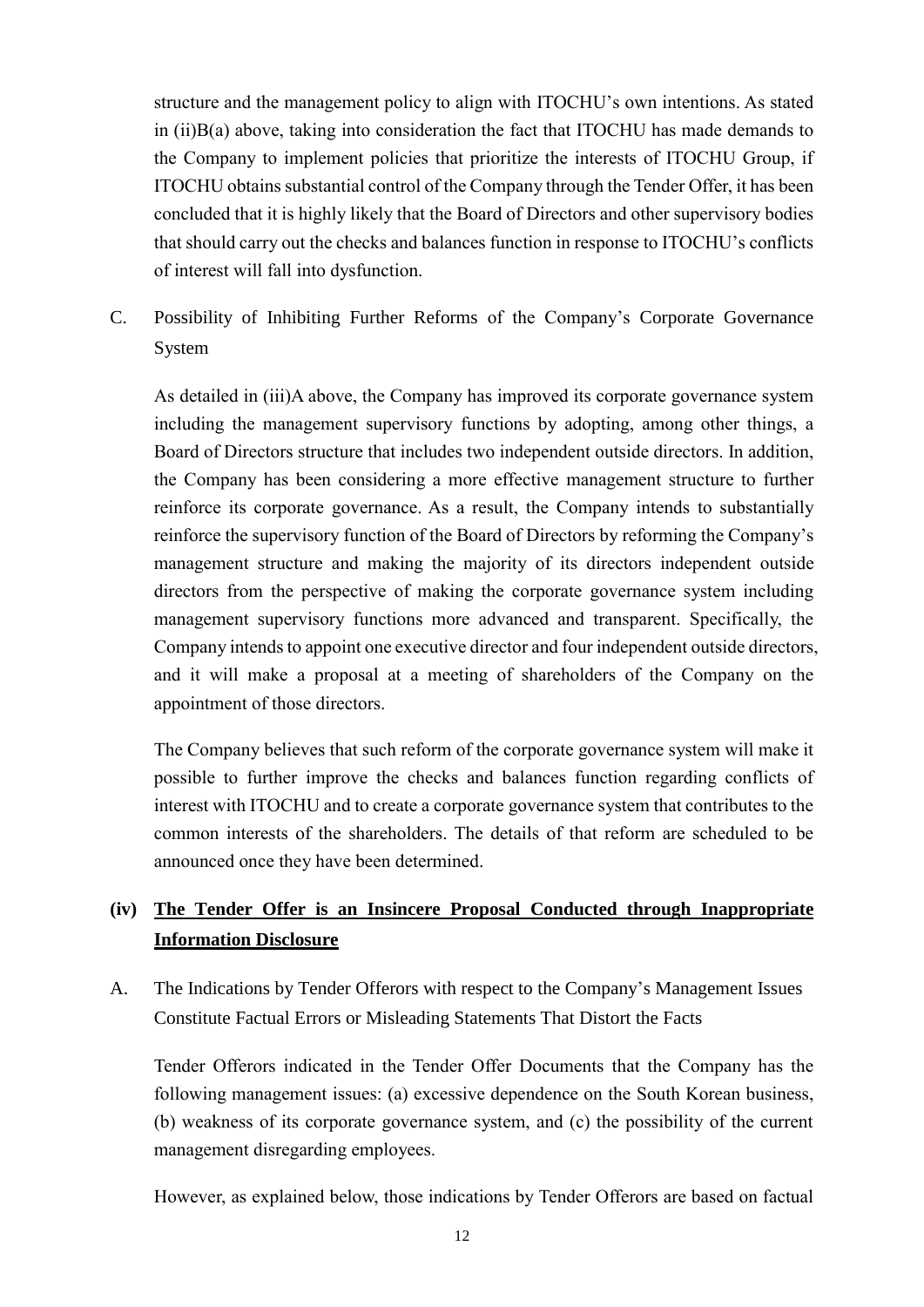structure and the management policy to align with ITOCHU's own intentions. As stated in (ii)B(a) above, taking into consideration the fact that ITOCHU has made demands to the Company to implement policies that prioritize the interests of ITOCHU Group, if ITOCHU obtains substantial control of the Company through the Tender Offer, it has been concluded that it is highly likely that the Board of Directors and other supervisory bodies that should carry out the checks and balances function in response to ITOCHU's conflicts of interest will fall into dysfunction.

C. Possibility of Inhibiting Further Reforms of the Company's Corporate Governance System

As detailed in (iii)A above, the Company has improved its corporate governance system including the management supervisory functions by adopting, among other things, a Board of Directors structure that includes two independent outside directors. In addition, the Company has been considering a more effective management structure to further reinforce its corporate governance. As a result, the Company intends to substantially reinforce the supervisory function of the Board of Directors by reforming the Company's management structure and making the majority of its directors independent outside directors from the perspective of making the corporate governance system including management supervisory functions more advanced and transparent. Specifically, the Company intends to appoint one executive director and four independent outside directors, and it will make a proposal at a meeting of shareholders of the Company on the appointment of those directors.

The Company believes that such reform of the corporate governance system will make it possible to further improve the checks and balances function regarding conflicts of interest with ITOCHU and to create a corporate governance system that contributes to the common interests of the shareholders. The details of that reform are scheduled to be announced once they have been determined.

### (iv) <u>The Tender Offer is an Insincere Proposal Conducted through Inappropriate Information Disclosure</u>

A. The Indications by Tender Offerors with respect to the Company's Management Issues Constitute Factual Errors or Misleading Statements That Distort the Facts

Tender Offerors indicated in the Tender Offer Documents that the Company has the following management issues: (a) excessive dependence on the South Korean business, (b) weakness of its corporate governance system, and (c) the possibility of the current management disregarding employees.

However, as explained below, those indications by Tender Offerors are based on factual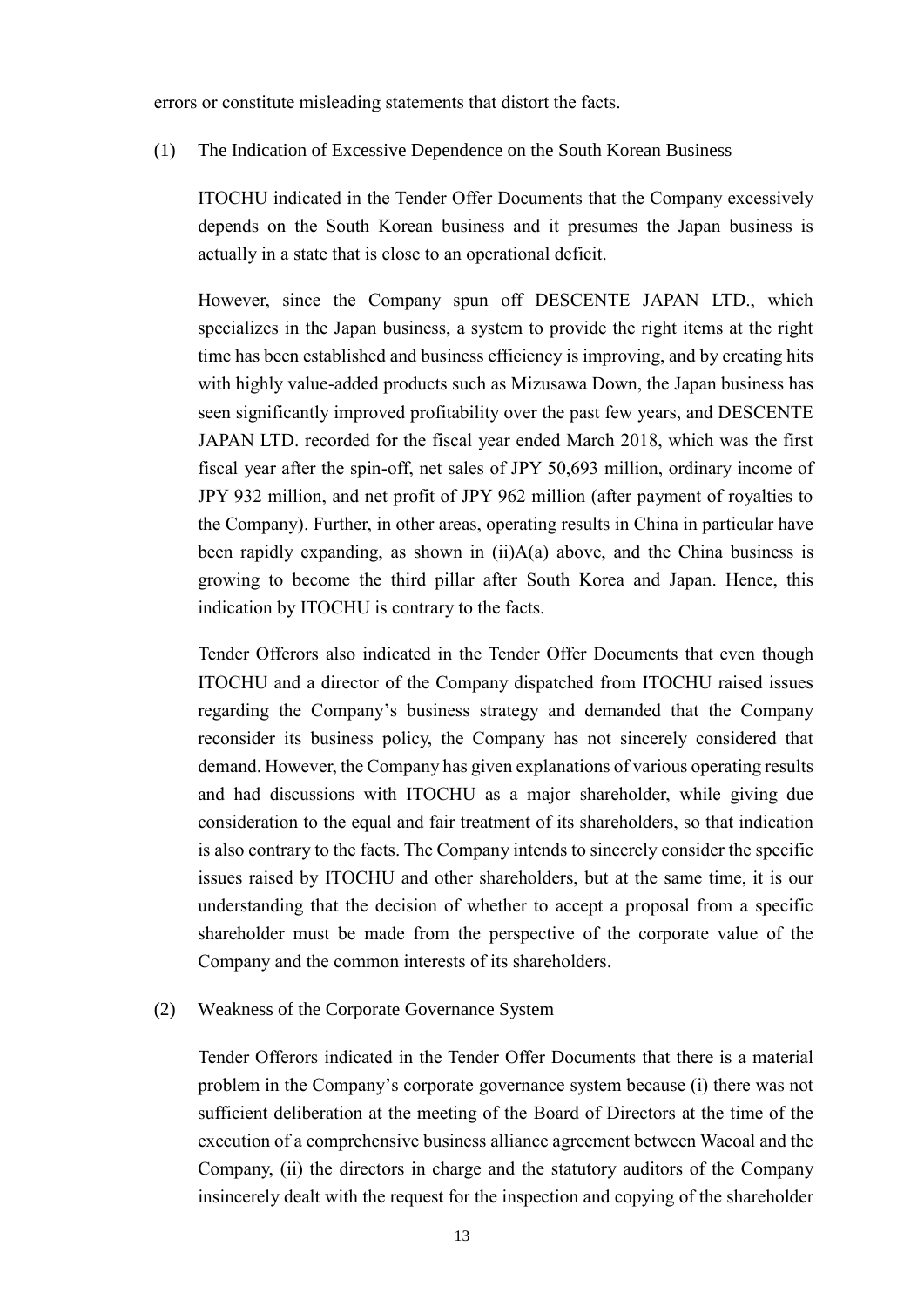errors or constitute misleading statements that distort the facts.

(1) The Indication of Excessive Dependence on the South Korean Business

ITOCHU indicated in the Tender Offer Documents that the Company excessively depends on the South Korean business and it presumes the Japan business is actually in a state that is close to an operational deficit.

However, since the Company spun off DESCENTE JAPAN LTD., which specializes in the Japan business, a system to provide the right items at the right time has been established and business efficiency is improving, and by creating hits with highly value-added products such as Mizusawa Down, the Japan business has seen significantly improved profitability over the past few years, and DESCENTE JAPAN LTD. recorded for the fiscal year ended March 2018, which was the first fiscal year after the spin-off, net sales of JPY 50,693 million, ordinary income of JPY 932 million, and net profit of JPY 962 million (after payment of royalties to the Company). Further, in other areas, operating results in China in particular have been rapidly expanding, as shown in (ii)A(a) above, and the China business is growing to become the third pillar after South Korea and Japan. Hence, this indication by ITOCHU is contrary to the facts.

Tender Offerors also indicated in the Tender Offer Documents that even though ITOCHU and a director of the Company dispatched from ITOCHU raised issues regarding the Company's business strategy and demanded that the Company reconsider its business policy, the Company has not sincerely considered that demand. However, the Company has given explanations of various operating results and had discussions with ITOCHU as a major shareholder, while giving due consideration to the equal and fair treatment of its shareholders, so that indication is also contrary to the facts. The Company intends to sincerely consider the specific issues raised by ITOCHU and other shareholders, but at the same time, it is our understanding that the decision of whether to accept a proposal from a specific shareholder must be made from the perspective of the corporate value of the Company and the common interests of its shareholders.

(2) Weakness of the Corporate Governance System

Tender Offerors indicated in the Tender Offer Documents that there is a material problem in the Company's corporate governance system because (i) there was not sufficient deliberation at the meeting of the Board of Directors at the time of the execution of a comprehensive business alliance agreement between Wacoal and the Company, (ii) the directors in charge and the statutory auditors of the Company insincerely dealt with the request for the inspection and copying of the shareholder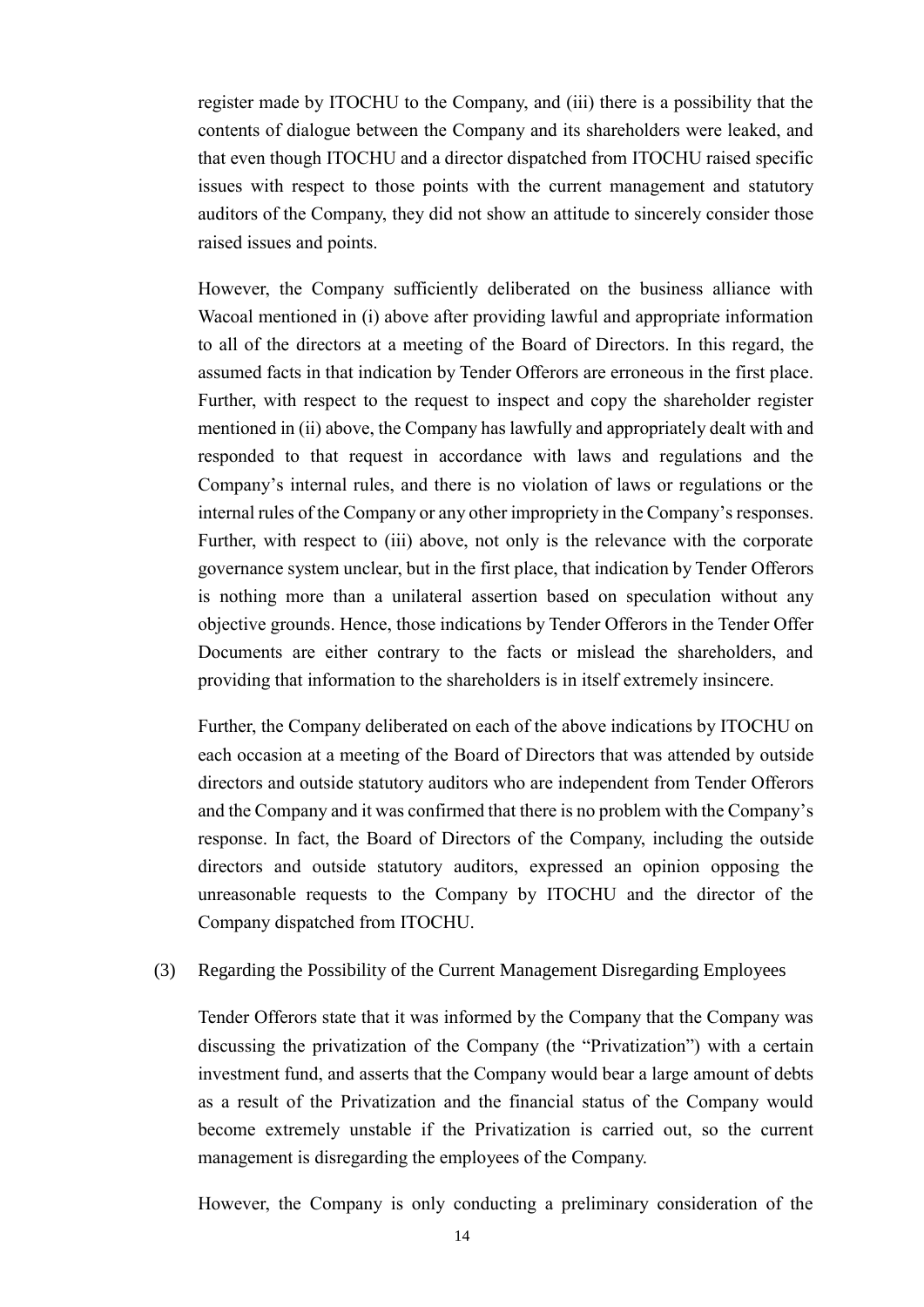register made by ITOCHU to the Company, and (iii) there is a possibility that the contents of dialogue between the Company and its shareholders were leaked, and that even though ITOCHU and a director dispatched from ITOCHU raised specific issues with respect to those points with the current management and statutory auditors of the Company, they did not show an attitude to sincerely consider those raised issues and points.

However, the Company sufficiently deliberated on the business alliance with Wacoal mentioned in (i) above after providing lawful and appropriate information to all of the directors at a meeting of the Board of Directors. In this regard, the assumed facts in that indication by Tender Offerors are erroneous in the first place. Further, with respect to the request to inspect and copy the shareholder register mentioned in (ii) above, the Company has lawfully and appropriately dealt with and responded to that request in accordance with laws and regulations and the Company's internal rules, and there is no violation of laws or regulations or the internal rules of the Company or any other impropriety in the Company's responses. Further, with respect to (iii) above, not only is the relevance with the corporate governance system unclear, but in the first place, that indication by Tender Offerors is nothing more than a unilateral assertion based on speculation without any objective grounds. Hence, those indications by Tender Offerors in the Tender Offer Documents are either contrary to the facts or mislead the shareholders, and providing that information to the shareholders is in itself extremely insincere.

Further, the Company deliberated on each of the above indications by ITOCHU on each occasion at a meeting of the Board of Directors that was attended by outside directors and outside statutory auditors who are independent from Tender Offerors and the Company and it was confirmed that there is no problem with the Company's response. In fact, the Board of Directors of the Company, including the outside directors and outside statutory auditors, expressed an opinion opposing the unreasonable requests to the Company by ITOCHU and the director of the Company dispatched from ITOCHU.

(3) Regarding the Possibility of the Current Management Disregarding Employees

Tender Offerors state that it was informed by the Company that the Company was discussing the privatization of the Company (the "Privatization") with a certain investment fund, and asserts that the Company would bear a large amount of debts as a result of the Privatization and the financial status of the Company would become extremely unstable if the Privatization is carried out, so the current management is disregarding the employees of the Company.

However, the Company is only conducting a preliminary consideration of the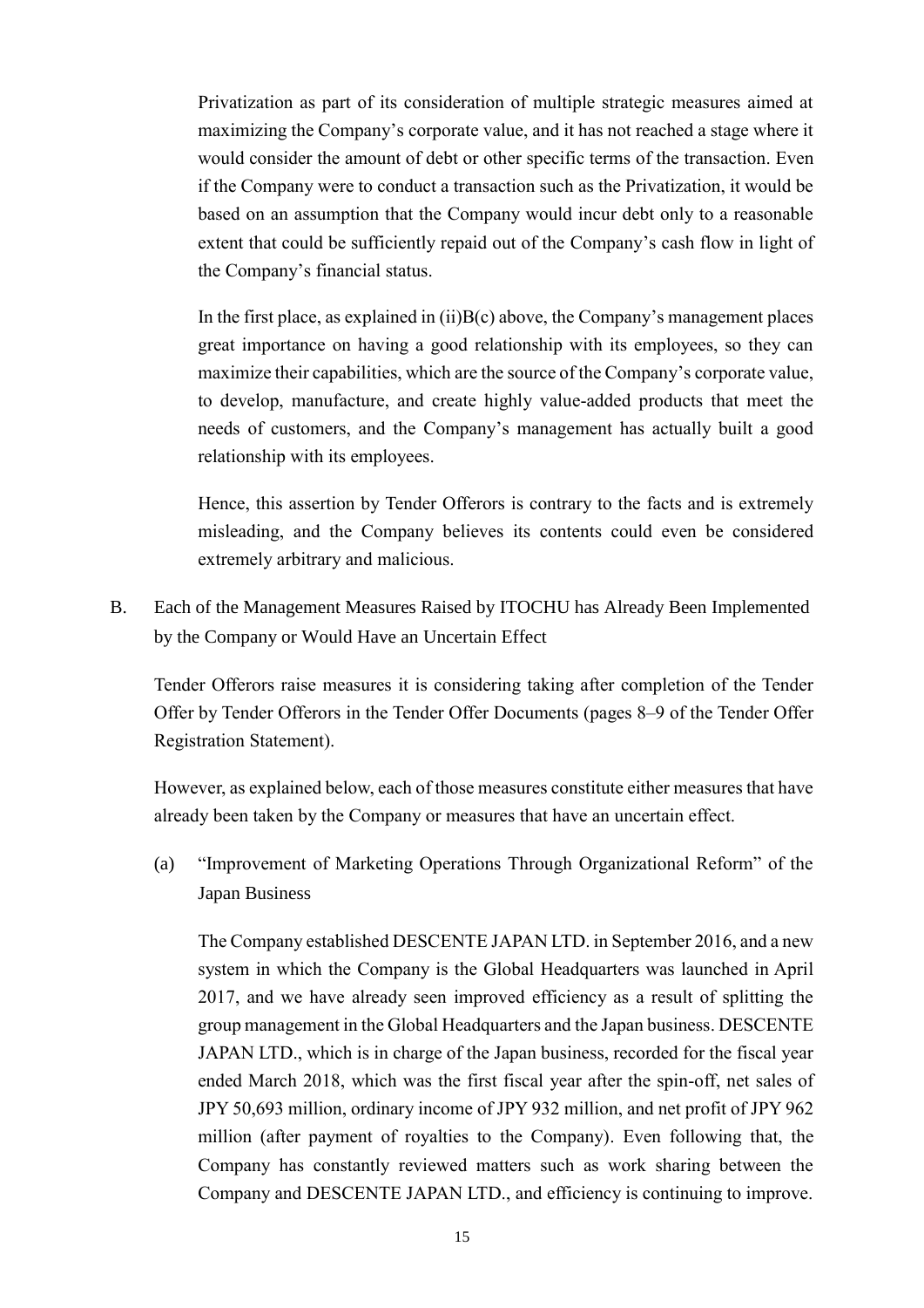Privatization as part of its consideration of multiple strategic measures aimed at maximizing the Company's corporate value, and it has not reached a stage where it would consider the amount of debt or other specific terms of the transaction. Even if the Company were to conduct a transaction such as the Privatization, it would be based on an assumption that the Company would incur debt only to a reasonable extent that could be sufficiently repaid out of the Company's cash flow in light of the Company's financial status.

In the first place, as explained in (ii)B(c) above, the Company's management places great importance on having a good relationship with its employees, so they can maximize their capabilities, which are the source of the Company's corporate value, to develop, manufacture, and create highly value-added products that meet the needs of customers, and the Company's management has actually built a good relationship with its employees.

Hence, this assertion by Tender Offerors is contrary to the facts and is extremely misleading, and the Company believes its contents could even be considered extremely arbitrary and malicious.

B. Each of the Management Measures Raised by ITOCHU has Already Been Implemented by the Company or Would Have an Uncertain Effect

Tender Offerors raise measures it is considering taking after completion of the Tender Offer by Tender Offerors in the Tender Offer Documents (pages 8–9 of the Tender Offer Registration Statement).

However, as explained below, each of those measures constitute either measures that have already been taken by the Company or measures that have an uncertain effect.

(a) "Improvement of Marketing Operations Through Organizational Reform" of the Japan Business

The Company established DESCENTE JAPAN LTD. in September 2016, and a new system in which the Company is the Global Headquarters was launched in April 2017, and we have already seen improved efficiency as a result of splitting the group management in the Global Headquarters and the Japan business. DESCENTE JAPAN LTD., which is in charge of the Japan business, recorded for the fiscal year ended March 2018, which was the first fiscal year after the spin-off, net sales of JPY 50,693 million, ordinary income of JPY 932 million, and net profit of JPY 962 million (after payment of royalties to the Company). Even following that, the Company has constantly reviewed matters such as work sharing between the Company and DESCENTE JAPAN LTD., and efficiency is continuing to improve.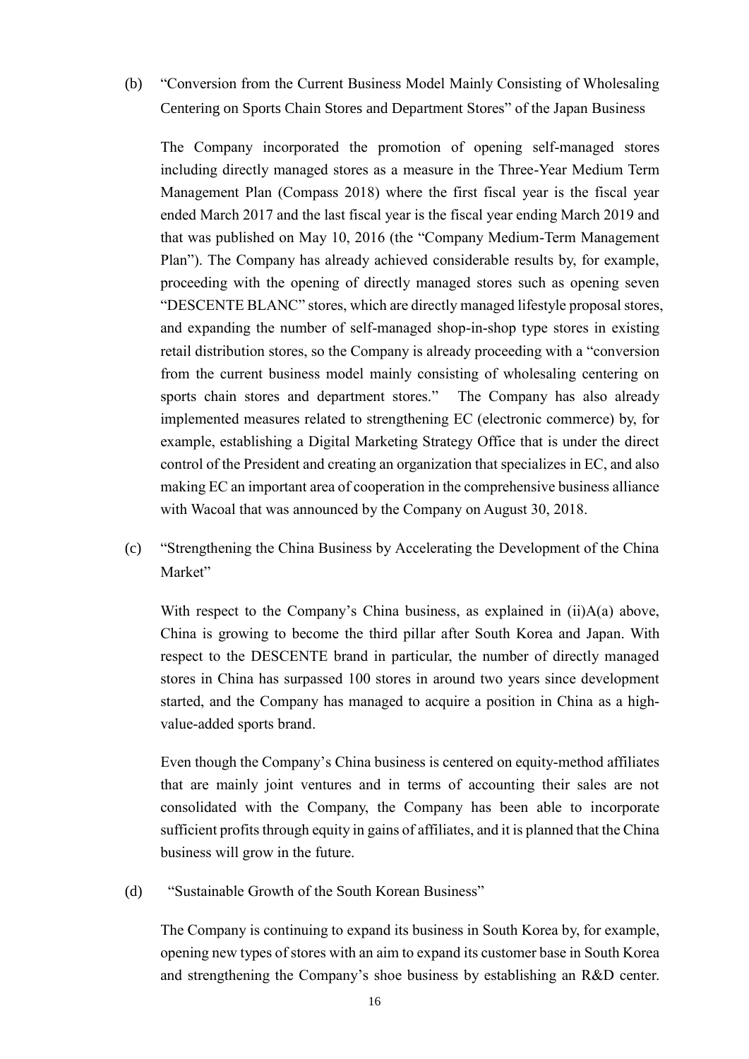(b) "Conversion from the Current Business Model Mainly Consisting of Wholesaling Centering on Sports Chain Stores and Department Stores" of the Japan Business

The Company incorporated the promotion of opening self-managed stores including directly managed stores as a measure in the Three-Year Medium Term Management Plan (Compass 2018) where the first fiscal year is the fiscal year ended March 2017 and the last fiscal year is the fiscal year ending March 2019 and that was published on May 10, 2016 (the "Company Medium-Term Management Plan"). The Company has already achieved considerable results by, for example, proceeding with the opening of directly managed stores such as opening seven "DESCENTE BLANC" stores, which are directly managed lifestyle proposal stores, and expanding the number of self-managed shop-in-shop type stores in existing retail distribution stores, so the Company is already proceeding with a "conversion from the current business model mainly consisting of wholesaling centering on sports chain stores and department stores." The Company has also already implemented measures related to strengthening EC (electronic commerce) by, for example, establishing a Digital Marketing Strategy Office that is under the direct control of the President and creating an organization that specializes in EC, and also making EC an important area of cooperation in the comprehensive business alliance with Wacoal that was announced by the Company on August 30, 2018.

(c) "Strengthening the China Business by Accelerating the Development of the China Market"

With respect to the Company's China business, as explained in (ii)A(a) above, China is growing to become the third pillar after South Korea and Japan. With respect to the DESCENTE brand in particular, the number of directly managed stores in China has surpassed 100 stores in around two years since development started, and the Company has managed to acquire a position in China as a high-value-added sports brand.

Even though the Company's China business is centered on equity-method affiliates that are mainly joint ventures and in terms of accounting their sales are not consolidated with the Company, the Company has been able to incorporate sufficient profits through equity in gains of affiliates, and it is planned that the China business will grow in the future.

(d) "Sustainable Growth of the South Korean Business"

The Company is continuing to expand its business in South Korea by, for example, opening new types of stores with an aim to expand its customer base in South Korea and strengthening the Company's shoe business by establishing an R&D center.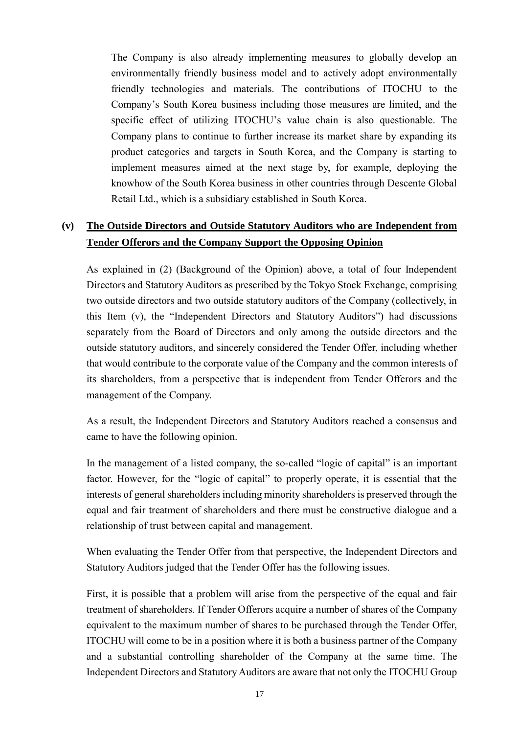The Company is also already implementing measures to globally develop an environmentally friendly business model and to actively adopt environmentally friendly technologies and materials. The contributions of ITOCHU to the Company's South Korea business including those measures are limited, and the specific effect of utilizing ITOCHU's value chain is also questionable. The Company plans to continue to further increase its market share by expanding its product categories and targets in South Korea, and the Company is starting to implement measures aimed at the next stage by, for example, deploying the knowhow of the South Korea business in other countries through Descente Global Retail Ltd., which is a subsidiary established in South Korea.

### (v) <u>The Outside Directors and Outside Statutory Auditors who are Independent from Tender Offerors and the Company Support the Opposing Opinion</u>

As explained in (2) (Background of the Opinion) above, a total of four Independent Directors and Statutory Auditors as prescribed by the Tokyo Stock Exchange, comprising two outside directors and two outside statutory auditors of the Company (collectively, in this Item (v), the "Independent Directors and Statutory Auditors") had discussions separately from the Board of Directors and only among the outside directors and the outside statutory auditors, and sincerely considered the Tender Offer, including whether that would contribute to the corporate value of the Company and the common interests of its shareholders, from a perspective that is independent from Tender Offerors and the management of the Company.

As a result, the Independent Directors and Statutory Auditors reached a consensus and came to have the following opinion.

In the management of a listed company, the so-called "logic of capital" is an important factor. However, for the "logic of capital" to properly operate, it is essential that the interests of general shareholders including minority shareholders is preserved through the equal and fair treatment of shareholders and there must be constructive dialogue and a relationship of trust between capital and management.

When evaluating the Tender Offer from that perspective, the Independent Directors and Statutory Auditors judged that the Tender Offer has the following issues.

First, it is possible that a problem will arise from the perspective of the equal and fair treatment of shareholders. If Tender Offerors acquire a number of shares of the Company equivalent to the maximum number of shares to be purchased through the Tender Offer, ITOCHU will come to be in a position where it is both a business partner of the Company and a substantial controlling shareholder of the Company at the same time. The Independent Directors and Statutory Auditors are aware that not only the ITOCHU Group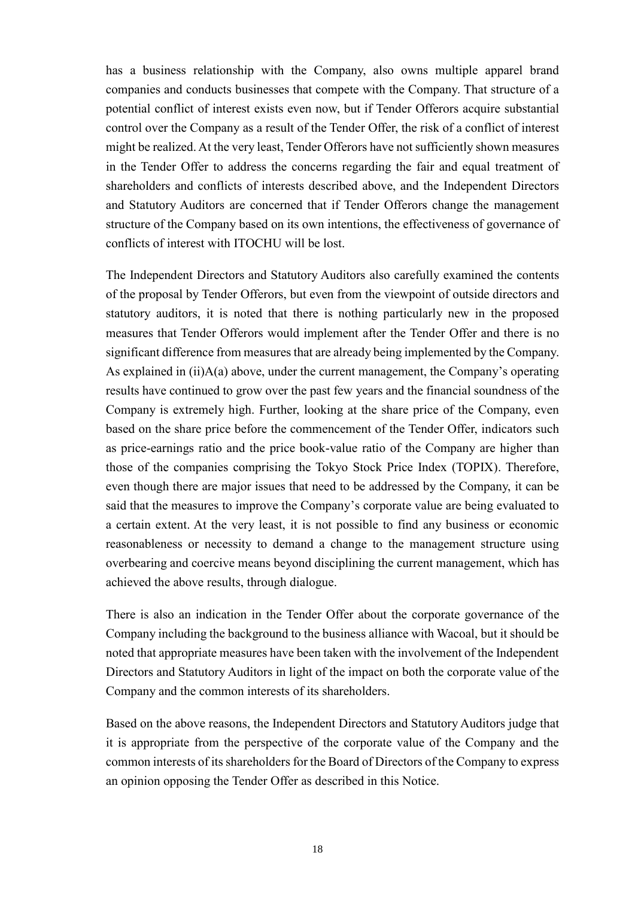has a business relationship with the Company, also owns multiple apparel brand companies and conducts businesses that compete with the Company. That structure of a potential conflict of interest exists even now, but if Tender Offerors acquire substantial control over the Company as a result of the Tender Offer, the risk of a conflict of interest might be realized. At the very least, Tender Offerors have not sufficiently shown measures in the Tender Offer to address the concerns regarding the fair and equal treatment of shareholders and conflicts of interests described above, and the Independent Directors and Statutory Auditors are concerned that if Tender Offerors change the management structure of the Company based on its own intentions, the effectiveness of governance of conflicts of interest with ITOCHU will be lost.

The Independent Directors and Statutory Auditors also carefully examined the contents of the proposal by Tender Offerors, but even from the viewpoint of outside directors and statutory auditors, it is noted that there is nothing particularly new in the proposed measures that Tender Offerors would implement after the Tender Offer and there is no significant difference from measures that are already being implemented by the Company. As explained in (ii)A(a) above, under the current management, the Company's operating results have continued to grow over the past few years and the financial soundness of the Company is extremely high. Further, looking at the share price of the Company, even based on the share price before the commencement of the Tender Offer, indicators such as price-earnings ratio and the price book-value ratio of the Company are higher than those of the companies comprising the Tokyo Stock Price Index (TOPIX). Therefore, even though there are major issues that need to be addressed by the Company, it can be said that the measures to improve the Company's corporate value are being evaluated to a certain extent. At the very least, it is not possible to find any business or economic reasonableness or necessity to demand a change to the management structure using overbearing and coercive means beyond disciplining the current management, which has achieved the above results, through dialogue.

There is also an indication in the Tender Offer about the corporate governance of the Company including the background to the business alliance with Wacoal, but it should be noted that appropriate measures have been taken with the involvement of the Independent Directors and Statutory Auditors in light of the impact on both the corporate value of the Company and the common interests of its shareholders.

Based on the above reasons, the Independent Directors and Statutory Auditors judge that it is appropriate from the perspective of the corporate value of the Company and the common interests of its shareholders for the Board of Directors of the Company to express an opinion opposing the Tender Offer as described in this Notice.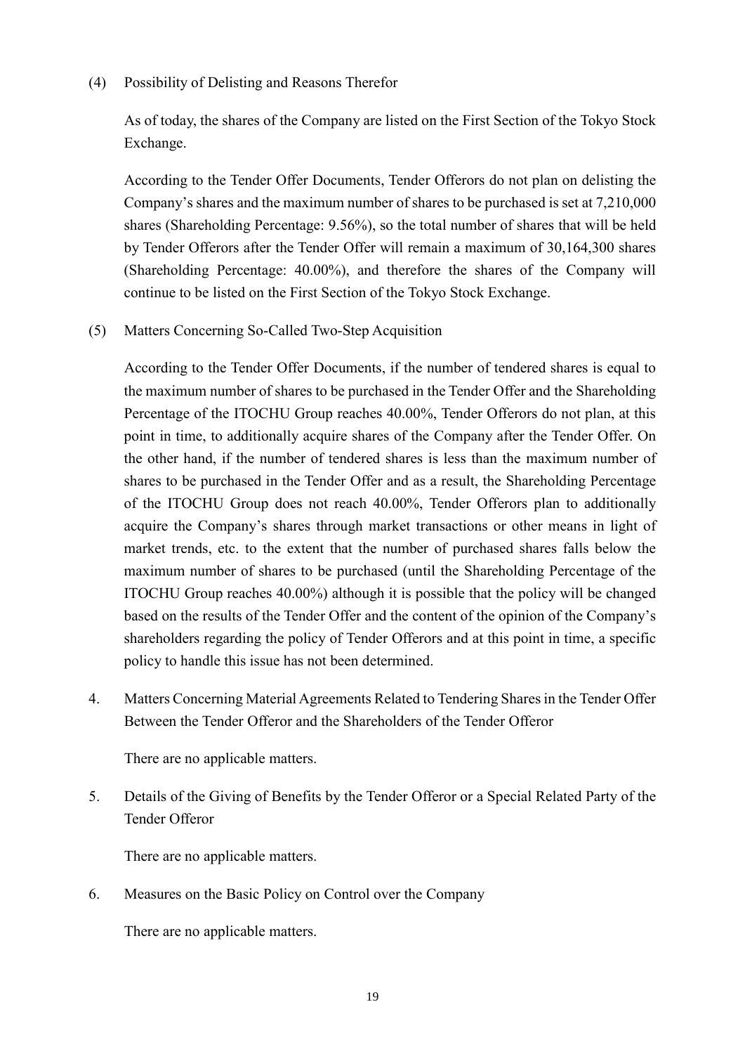(4) Possibility of Delisting and Reasons Therefor

As of today, the shares of the Company are listed on the First Section of the Tokyo Stock Exchange.

According to the Tender Offer Documents, Tender Offerors do not plan on delisting the Company's shares and the maximum number of shares to be purchased is set at 7,210,000 shares (Shareholding Percentage: 9.56%), so the total number of shares that will be held by Tender Offerors after the Tender Offer will remain a maximum of 30,164,300 shares (Shareholding Percentage: 40.00%), and therefore the shares of the Company will continue to be listed on the First Section of the Tokyo Stock Exchange.

(5) Matters Concerning So-Called Two-Step Acquisition

According to the Tender Offer Documents, if the number of tendered shares is equal to the maximum number of shares to be purchased in the Tender Offer and the Shareholding Percentage of the ITOCHU Group reaches 40.00%, Tender Offerors do not plan, at this point in time, to additionally acquire shares of the Company after the Tender Offer. On the other hand, if the number of tendered shares is less than the maximum number of shares to be purchased in the Tender Offer and as a result, the Shareholding Percentage of the ITOCHU Group does not reach 40.00%, Tender Offerors plan to additionally acquire the Company's shares through market transactions or other means in light of market trends, etc. to the extent that the number of purchased shares falls below the maximum number of shares to be purchased (until the Shareholding Percentage of the ITOCHU Group reaches 40.00%) although it is possible that the policy will be changed based on the results of the Tender Offer and the content of the opinion of the Company's shareholders regarding the policy of Tender Offerors and at this point in time, a specific policy to handle this issue has not been determined.

4. Matters Concerning Material Agreements Related to Tendering Shares in the Tender Offer Between the Tender Offeror and the Shareholders of the Tender Offeror

There are no applicable matters.

5. Details of the Giving of Benefits by the Tender Offeror or a Special Related Party of the Tender Offeror

There are no applicable matters.

6. Measures on the Basic Policy on Control over the Company

There are no applicable matters.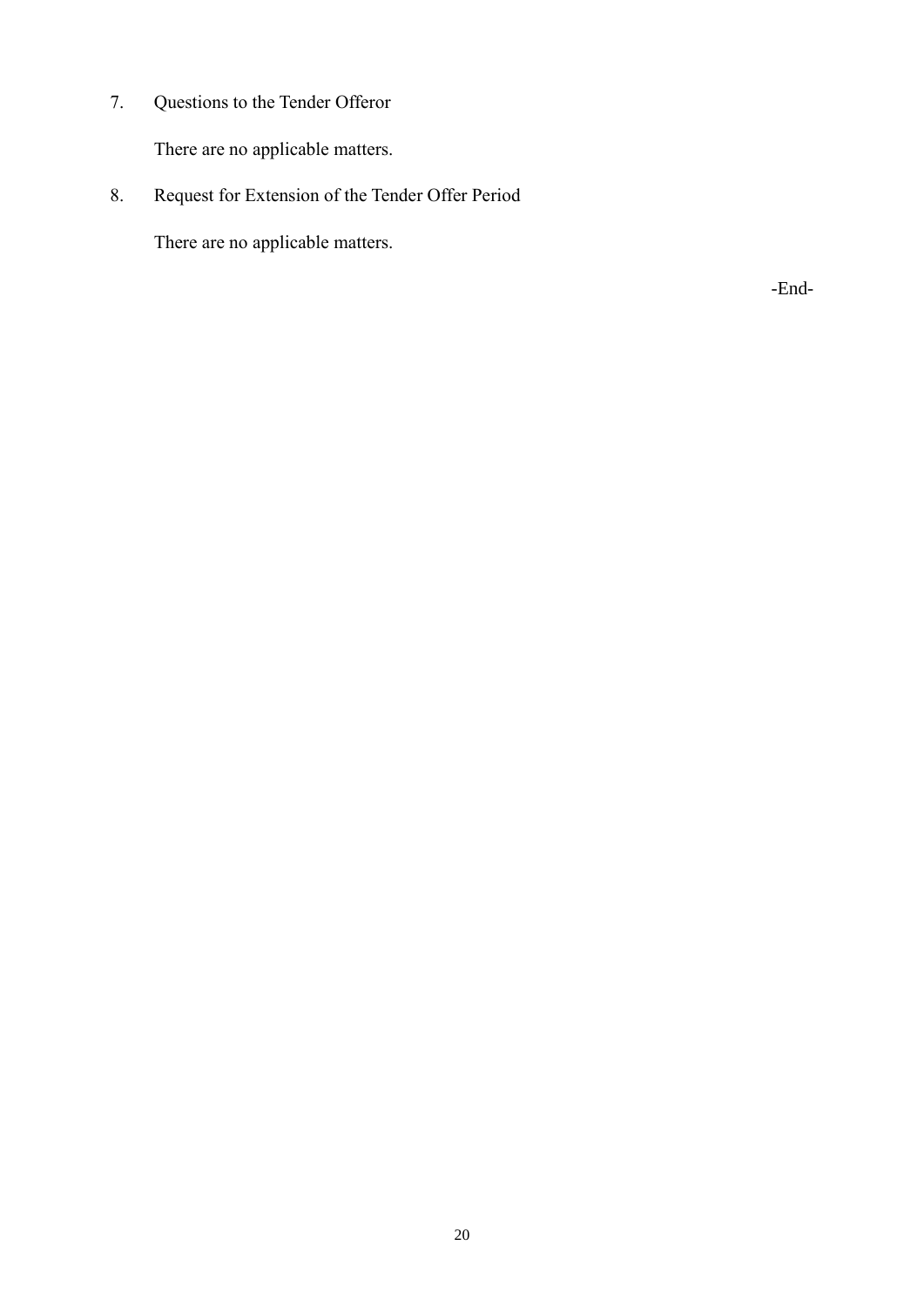7. Questions to the Tender Offeror

   There are no applicable matters.

8. Request for Extension of the Tender Offer Period

   There are no applicable matters.

-End-